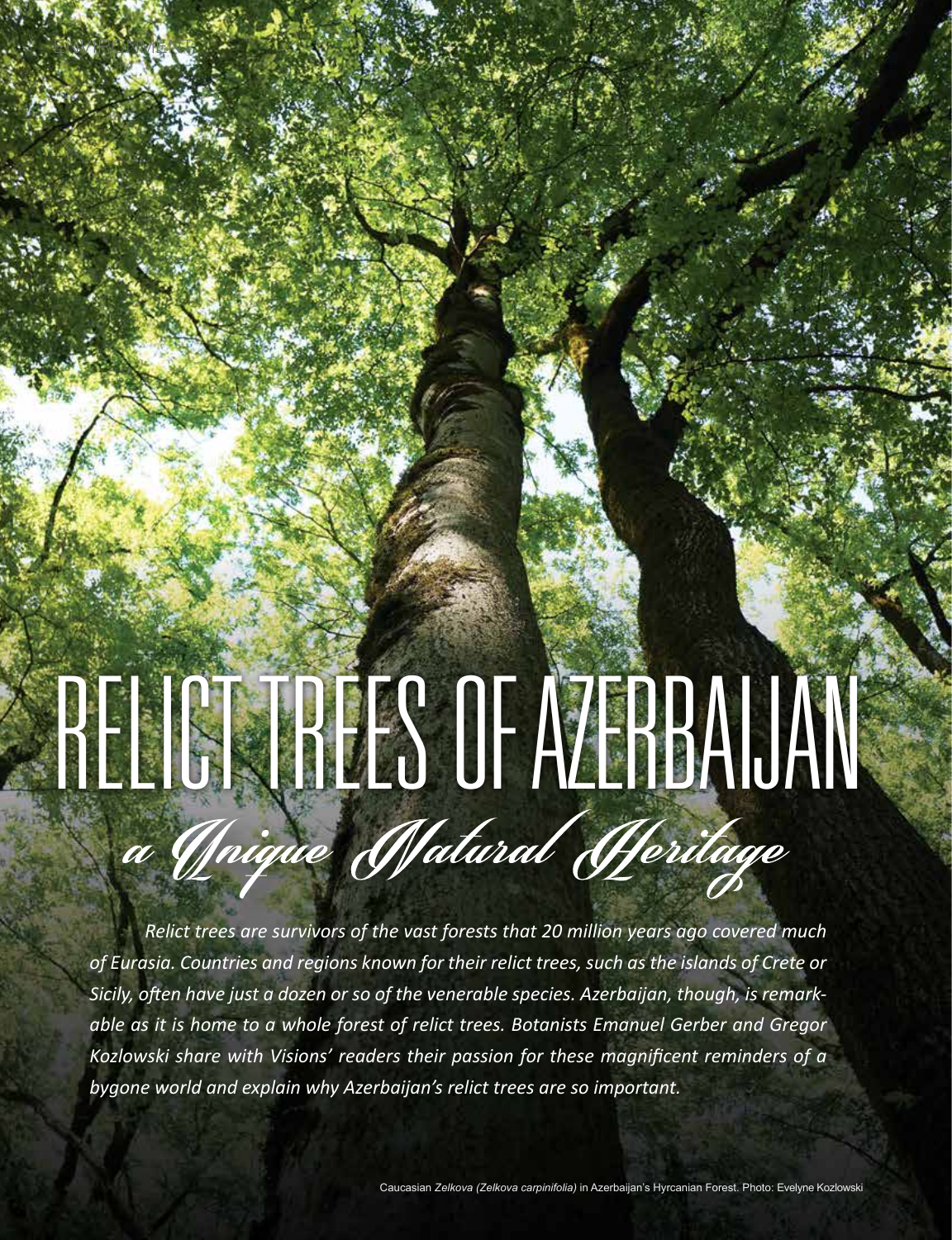# RELICT TREES OF AZERBAIJAN

## *a Unique Natural Heritage*

*Relict trees are survivors of the vast forests that 20 million years ago covered much of Eurasia. Countries and regions known for their relict trees, such as the islands of Crete or Sicily, often have just a dozen or so of the venerable species. Azerbaijan, though, is remarkable as it is home to a whole forest of relict trees. Botanists Emanuel Gerber and Gregor Kozlowski share with Visions' readers their passion for these magnificent reminders of a bygone world and explain why Azerbaijan's relict trees are so important.*

Caucasian *Zelkova (Zelkova carpinifolia)* in Azerbaijan's Hyrcanian Forest. Photo: Evelyne Kozlowski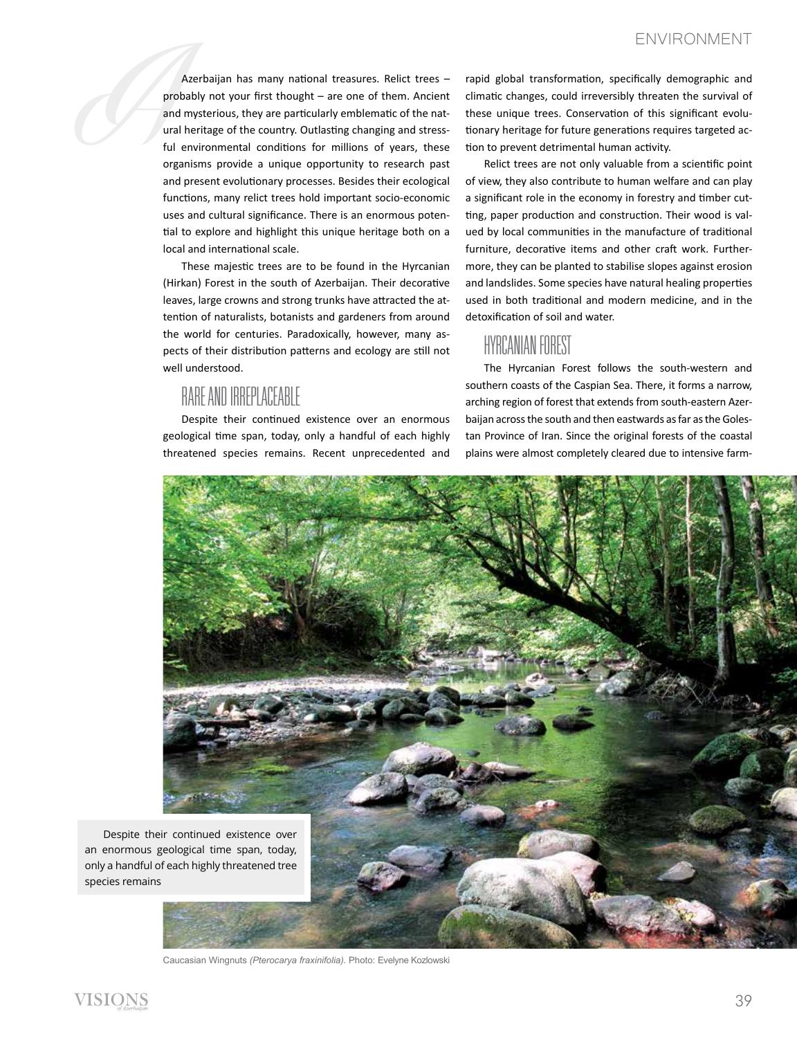Azerbaijan has many national treasures. Relict trees – probably not your first thought – are one of them. Ancient and mysterious, they are particularly emblematic of the natural heritage of the country. Outlasting changing and stressful environmental conditions for millions of years, these organisms provide a unique opportunity to research past and present evolutionary processes. Besides their ecological functions, many relict trees hold important socio-economic uses and cultural significance. There is an enormous potential to explore and highlight this unique heritage both on a local and international scale.

These majestic trees are to be found in the Hyrcanian (Hirkan) Forest in the south of Azerbaijan. Their decorative leaves, large crowns and strong trunks have attracted the attention of naturalists, botanists and gardeners from around the world for centuries. Paradoxically, however, many aspects of their distribution patterns and ecology are still not well understood.

## RARE AND IRREPLACEABLE

Despite their continued existence over an enormous geological time span, today, only a handful of each highly threatened species remains. Recent unprecedented and rapid global transformation, specifically demographic and climatic changes, could irreversibly threaten the survival of these unique trees. Conservation of this significant evolutionary heritage for future generations requires targeted action to prevent detrimental human activity.

Relict trees are not only valuable from a scientific point of view, they also contribute to human welfare and can play a significant role in the economy in forestry and timber cutting, paper production and construction. Their wood is valued by local communities in the manufacture of traditional furniture, decorative items and other craft work. Furthermore, they can be planted to stabilise slopes against erosion and landslides. Some species have natural healing properties used in both traditional and modern medicine, and in the detoxification of soil and water.

## HYRCANIAN FOREST

The Hyrcanian Forest follows the south-western and southern coasts of the Caspian Sea. There, it forms a narrow, arching region of forest that extends from south-eastern Azerbaijan across the south and then eastwards as far as the Golestan Province of Iran. Since the original forests of the coastal plains were almost completely cleared due to intensive farm-

Despite their continued existence over an enormous geological time span, today, only a handful of each highly threatened tree species remains

Caucasian Wingnuts *(Pterocarya fraxinifolia).* Photo: Evelyne Kozlowski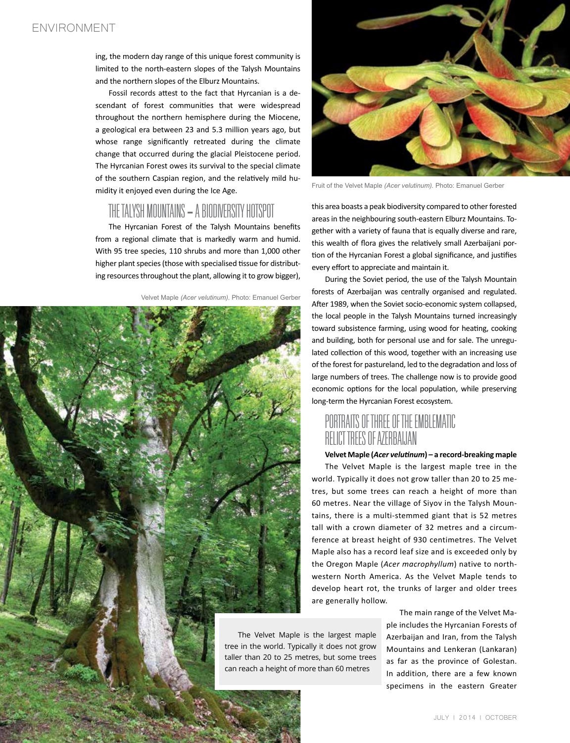ing, the modern day range of this unique forest community is limited to the north-eastern slopes of the Talysh Mountains and the northern slopes of the Elburz Mountains.

Fossil records attest to the fact that Hyrcanian is a descendant of forest communities that were widespread throughout the northern hemisphere during the Miocene, a geological era between 23 and 5.3 million years ago, but whose range significantly retreated during the climate change that occurred during the glacial Pleistocene period. The Hyrcanian Forest owes its survival to the special climate of the southern Caspian region, and the relatively mild humidity it enjoyed even during the Ice Age.

## THE TALYSH MOUNTAINS – A BIODIVERSITY HOTSPOT

The Hyrcanian Forest of the Talysh Mountains benefits from a regional climate that is markedly warm and humid. With 95 tree species, 110 shrubs and more than 1,000 other higher plant species (those with specialised tissue for distributing resources throughout the plant, allowing it to grow bigger), this area boasts a peak biodiversity compared to other forested areas in the neighbouring south-eastern Elburz Mountains. Together with a variety of fauna that is equally diverse and rare, this wealth of flora gives the relatively small Azerbaijani portion of the Hyrcanian Forest a global significance, and justifies every effort to appreciate and maintain it.

Velvet Maple *(Acer velutinum)*. Photo: Emanuel Gerber

Fruit of the Velvet Maple *(Acer velutinum)*. Photo: Emanuel Gerber

During the Soviet period, the use of the Talysh Mountain forests of Azerbaijan was centrally organised and regulated. After 1989, when the Soviet socio-economic system collapsed, the local people in the Talysh Mountains turned increasingly toward subsistence farming, using wood for heating, cooking and building, both for personal use and for sale. The unregulated collection of this wood, together with an increasing use of the forest for pastureland, led to the degradation and loss of large numbers of trees. The challenge now is to provide good economic options for the local population, while preserving long-term the Hyrcanian Forest ecosystem.

## PORTRAITS OF THREE OF THE EMBLEMATIC RELICT TREES OF AZERBAIJAN

**Velvet Maple (*Acer velutinum*) – a record-breaking maple**

The Velvet Maple is the largest maple tree in the world. Typically it does not grow taller than 20 to 25 metres, but some trees can reach a height of more than 60 metres. Near the village of Siyov in the Talysh Mountains, there is a multi-stemmed giant that is 52 metres tall with a crown diameter of 32 metres and a circumference at breast height of 930 centimetres. The Velvet Maple also has a record leaf size and is exceeded only by the Oregon Maple (*Acer macrophyllum*) native to north-western North America. As the Velvet Maple tends to develop heart rot, the trunks of larger and older trees are generally hollow.

> The Velvet Maple is the largest maple tree in the world. Typically it does not grow taller than 20 to 25 metres, but some trees can reach a height of more than 60 metres

The main range of the Velvet Maple includes the Hyrcanian Forests of Azerbaijan and Iran, from the Talysh Mountains and Lenkeran (Lankaran) as far as the province of Golestan. In addition, there are a few known specimens in the eastern Greater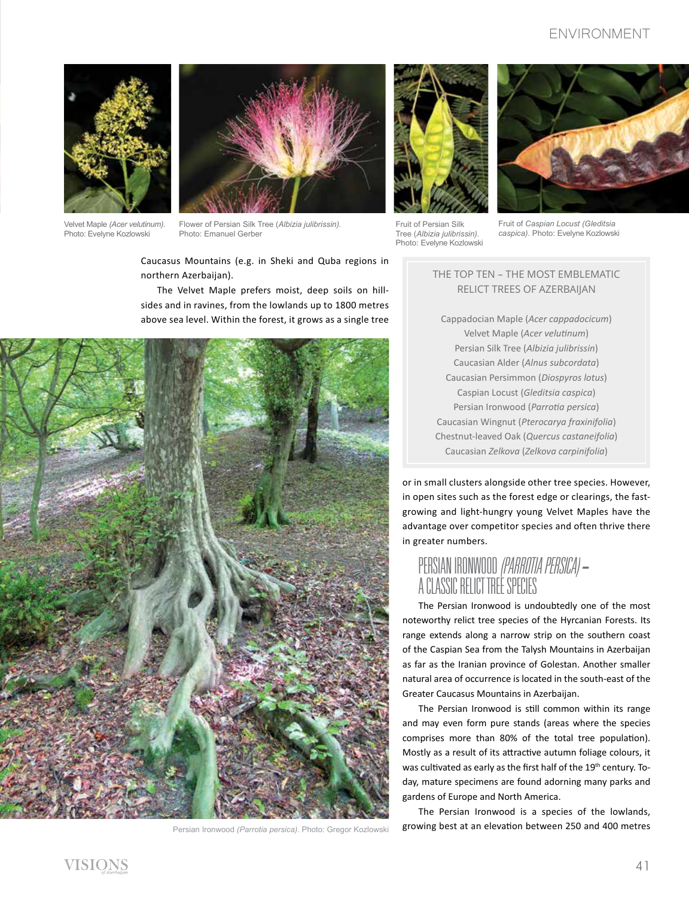Velvet Maple *(Acer velutinum)*. Photo: Evelyne Kozlowski

Flower of Persian Silk Tree *(Albizia julibrissin)*. Photo: Emanuel Gerber

Fruit of Persian Silk Tree (*Albizia julibrissin*). Photo: Evelyne Kozlowski

Fruit of *Caspian Locust (Gleditsia caspica)*. Photo: Evelyne Kozlowski

Caucasus Mountains (e.g. in Sheki and Quba regions in northern Azerbaijan).

The Velvet Maple prefers moist, deep soils on hillsides and in ravines, from the lowlands up to 1800 metres above sea level. Within the forest, it grows as a single tree or in small clusters alongside other tree species. However, in open sites such as the forest edge or clearings, the fast-growing and light-hungry young Velvet Maples have the advantage over competitor species and often thrive there in greater numbers.

> **THE TOP TEN – THE MOST EMBLEMATIC RELICT TREES OF AZERBAIJAN**
>
> Cappadocian Maple (*Acer cappadocicum*)
> Velvet Maple (*Acer velutinum*)
> Persian Silk Tree (*Albizia julibrissin*)
> Caucasian Alder (*Alnus subcordata*)
> Caucasian Persimmon (*Diospyros lotus*)
> Caspian Locust (*Gleditsia caspica*)
> Persian Ironwood (*Parrotia persica*)
> Caucasian Wingnut (*Pterocarya fraxinifolia*)
> Chestnut-leaved Oak (*Quercus castaneifolia*)
> Caucasian *Zelkova* (*Zelkova carpinifolia*)

Persian Ironwood *(Parrotia persica)*. Photo: Gregor Kozlowski

## PERSIAN IRONWOOD *(PARROTIA PERSICA)* – A CLASSIC RELICT TREE SPECIES

The Persian Ironwood is undoubtedly one of the most noteworthy relict tree species of the Hyrcanian Forests. Its range extends along a narrow strip on the southern coast of the Caspian Sea from the Talysh Mountains in Azerbaijan as far as the Iranian province of Golestan. Another smaller natural area of occurrence is located in the south-east of the Greater Caucasus Mountains in Azerbaijan.

The Persian Ironwood is still common within its range and may even form pure stands (areas where the species comprises more than 80% of the total tree population). Mostly as a result of its attractive autumn foliage colours, it was cultivated as early as the first half of the 19th century. Today, mature specimens are found adorning many parks and gardens of Europe and North America.

The Persian Ironwood is a species of the lowlands, growing best at an elevation between 250 and 400 metres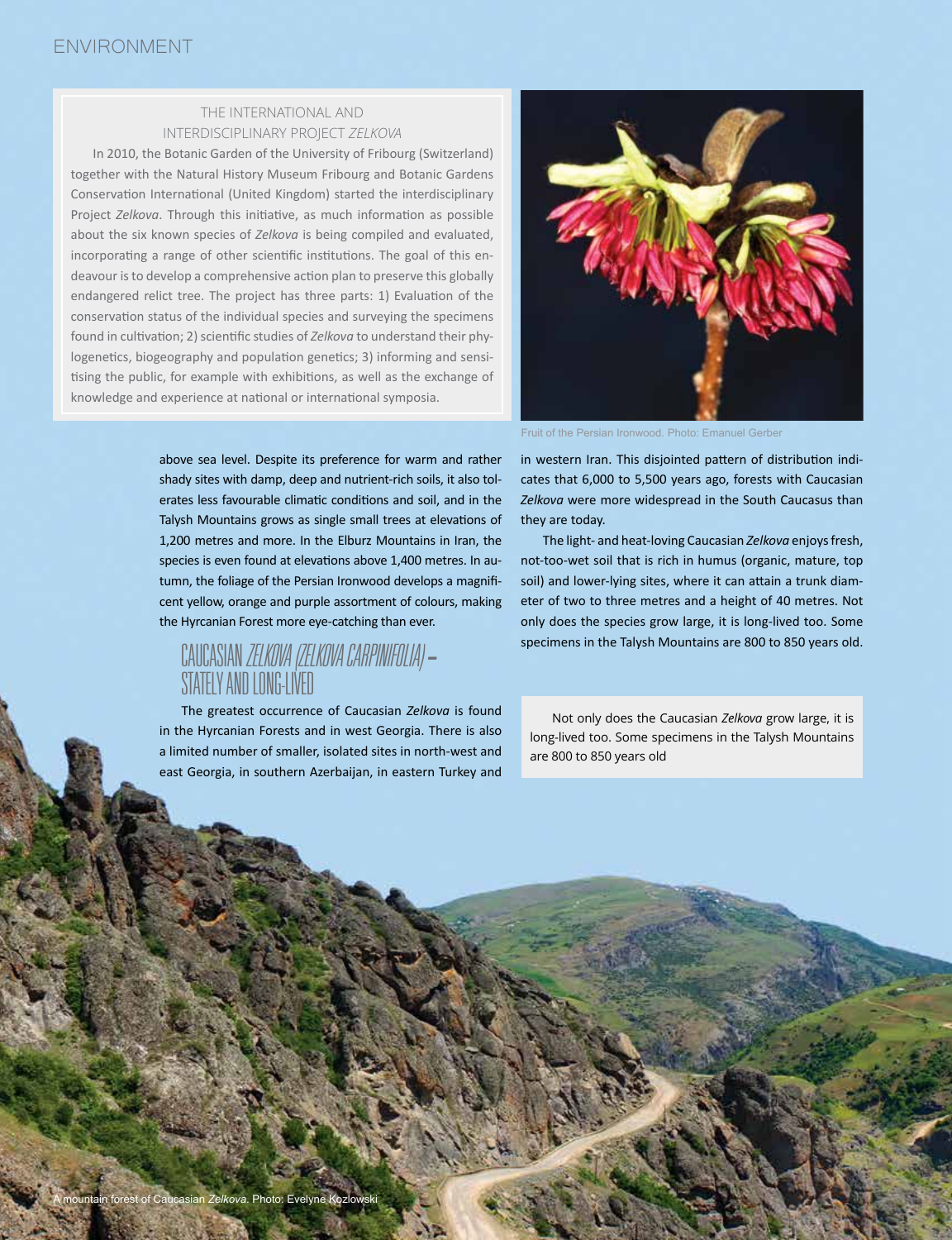## THE INTERNATIONAL AND INTERDISCIPLINARY PROJECT *ZELKOVA*

In 2010, the Botanic Garden of the University of Fribourg (Switzerland) together with the Natural History Museum Fribourg and Botanic Gardens Conservation International (United Kingdom) started the interdisciplinary Project *Zelkova*. Through this initiative, as much information as possible about the six known species of *Zelkova* is being compiled and evaluated, incorporating a range of other scientific institutions. The goal of this endeavour is to develop a comprehensive action plan to preserve this globally endangered relict tree. The project has three parts: 1) Evaluation of the conservation status of the individual species and surveying the specimens found in cultivation; 2) scientific studies of *Zelkova* to understand their phylogenetics, biogeography and population genetics; 3) informing and sensitising the public, for example with exhibitions, as well as the exchange of knowledge and experience at national or international symposia.

Fruit of the Persian Ironwood. Photo: Emanuel Gerber

above sea level. Despite its preference for warm and rather shady sites with damp, deep and nutrient-rich soils, it also tolerates less favourable climatic conditions and soil, and in the Talysh Mountains grows as single small trees at elevations of 1,200 metres and more. In the Elburz Mountains in Iran, the species is even found at elevations above 1,400 metres. In autumn, the foliage of the Persian Ironwood develops a magnificent yellow, orange and purple assortment of colours, making the Hyrcanian Forest more eye-catching than ever.

## CAUCASIAN *ZELKOVA (ZELKOVA CARPINIFOLIA)* – STATELY AND LONG-LIVED

The greatest occurrence of Caucasian *Zelkova* is found in the Hyrcanian Forests and in west Georgia. There is also a limited number of smaller, isolated sites in north-west and east Georgia, in southern Azerbaijan, in eastern Turkey and in western Iran. This disjointed pattern of distribution indicates that 6,000 to 5,500 years ago, forests with Caucasian *Zelkova* were more widespread in the South Caucasus than they are today.

The light- and heat-loving Caucasian *Zelkova* enjoys fresh, not-too-wet soil that is rich in humus (organic, mature, top soil) and lower-lying sites, where it can attain a trunk diameter of two to three metres and a height of 40 metres. Not only does the species grow large, it is long-lived too. Some specimens in the Talysh Mountains are 800 to 850 years old.

Not only does the Caucasian *Zelkova* grow large, it is long-lived too. Some specimens in the Talysh Mountains are 800 to 850 years old

A mountain forest of Caucasian *Zelkova*. Photo: Evelyne Kozlowski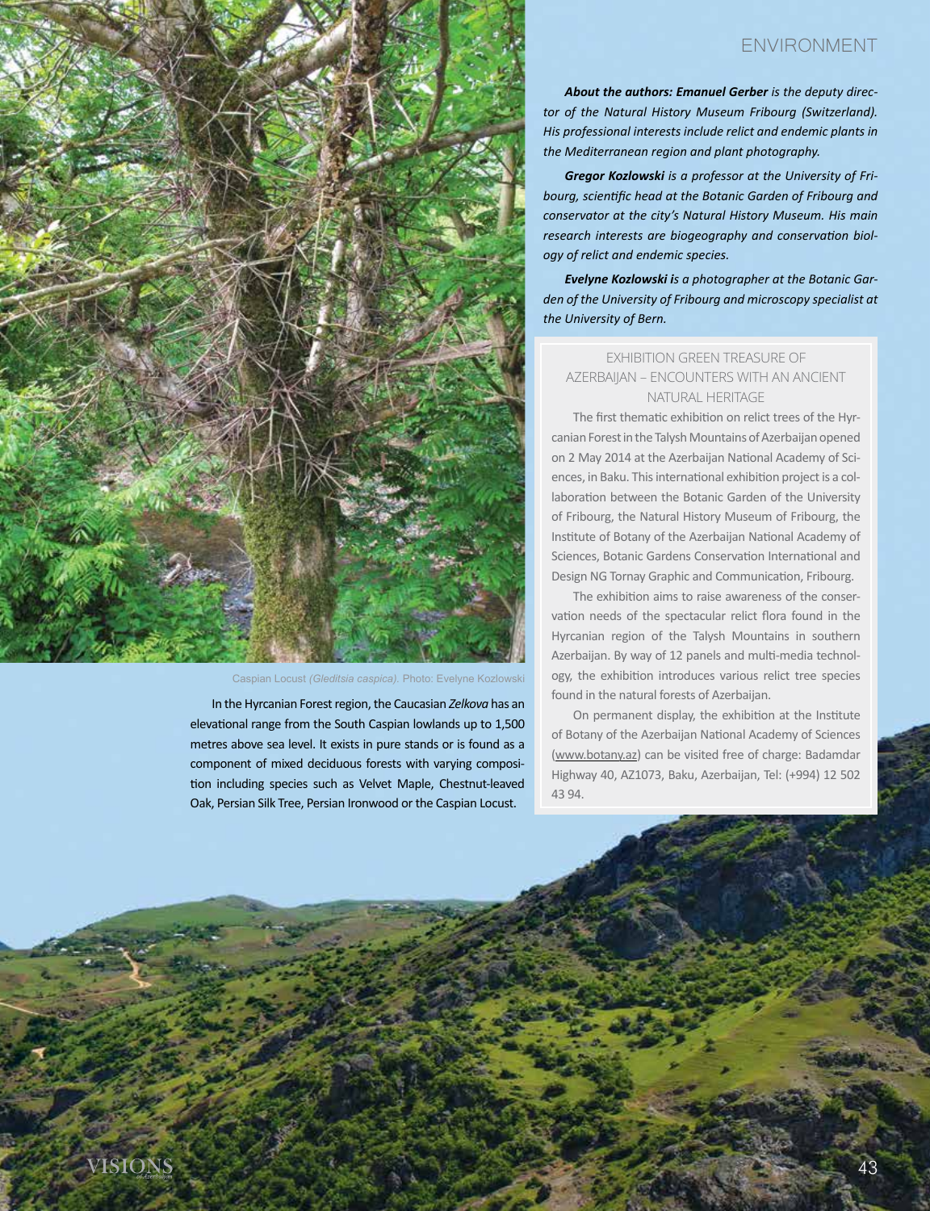Caspian Locust *(Gleditsia caspica).* Photo: Evelyne Kozlowski

In the Hyrcanian Forest region, the Caucasian *Zelkova* has an elevational range from the South Caspian lowlands up to 1,500 metres above sea level. It exists in pure stands or is found as a component of mixed deciduous forests with varying composition including species such as Velvet Maple, Chestnut-leaved Oak, Persian Silk Tree, Persian Ironwood or the Caspian Locust.

***About the authors: Emanuel Gerber** is the deputy director of the Natural History Museum Fribourg (Switzerland). His professional interests include relict and endemic plants in the Mediterranean region and plant photography.*

***Gregor Kozlowski** is a professor at the University of Fribourg, scientific head at the Botanic Garden of Fribourg and conservator at the city's Natural History Museum. His main research interests are biogeography and conservation biology of relict and endemic species.*

***Evelyne Kozlowski i**s a photographer at the Botanic Garden of the University of Fribourg and microscopy specialist at the University of Bern.*

## EXHIBITION GREEN TREASURE OF AZERBAIJAN – ENCOUNTERS WITH AN ANCIENT NATURAL HERITAGE

The first thematic exhibition on relict trees of the Hyrcanian Forest in the Talysh Mountains of Azerbaijan opened on 2 May 2014 at the Azerbaijan National Academy of Sciences, in Baku. This international exhibition project is a collaboration between the Botanic Garden of the University of Fribourg, the Natural History Museum of Fribourg, the Institute of Botany of the Azerbaijan National Academy of Sciences, Botanic Gardens Conservation International and Design NG Tornay Graphic and Communication, Fribourg.

The exhibition aims to raise awareness of the conservation needs of the spectacular relict flora found in the Hyrcanian region of the Talysh Mountains in southern Azerbaijan. By way of 12 panels and multi-media technology, the exhibition introduces various relict tree species found in the natural forests of Azerbaijan.

On permanent display, the exhibition at the Institute of Botany of the Azerbaijan National Academy of Sciences (www.botany.az) can be visited free of charge: Badamdar Highway 40, AZ1073, Baku, Azerbaijan, Tel: (+994) 12 502 43 94.